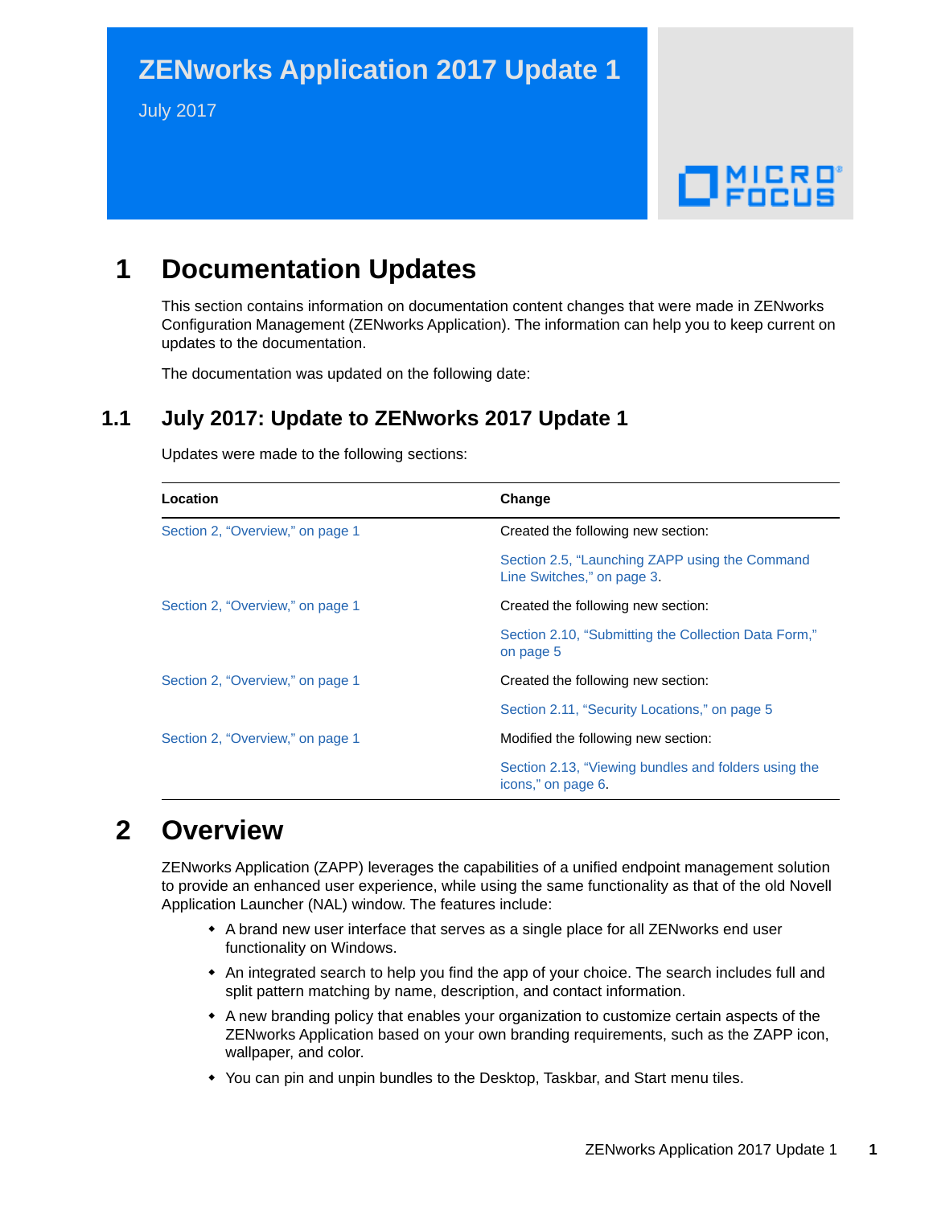# ZENworks Application 2017 Update 1

July 2017

# 1 Documentation Updates

This section contains information on documentation content changes that were made in ZENworks Configuration Management (ZENworks Application). The information can help you to keep current on updates to the documentation.

The documentation was updated on the following date:

## 1.1 July 2017: Update to ZENworks 2017 Update 1

Updates were made to the following sections:

| Location | Change |
|---|---|
| Section 2, "Overview," on page 1 | Created the following new section:<br><br>Section 2.5, "Launching ZAPP using the Command Line Switches," on page 3. |
| Section 2, "Overview," on page 1 | Created the following new section:<br><br>Section 2.10, "Submitting the Collection Data Form," on page 5 |
| Section 2, "Overview," on page 1 | Created the following new section:<br><br>Section 2.11, "Security Locations," on page 5 |
| Section 2, "Overview," on page 1 | Modified the following new section:<br><br>Section 2.13, "Viewing bundles and folders using the icons," on page 6. |

# 2 Overview

ZENworks Application (ZAPP) leverages the capabilities of a unified endpoint management solution to provide an enhanced user experience, while using the same functionality as that of the old Novell Application Launcher (NAL) window. The features include:

- A brand new user interface that serves as a single place for all ZENworks end user functionality on Windows.
- An integrated search to help you find the app of your choice. The search includes full and split pattern matching by name, description, and contact information.
- A new branding policy that enables your organization to customize certain aspects of the ZENworks Application based on your own branding requirements, such as the ZAPP icon, wallpaper, and color.
- You can pin and unpin bundles to the Desktop, Taskbar, and Start menu tiles.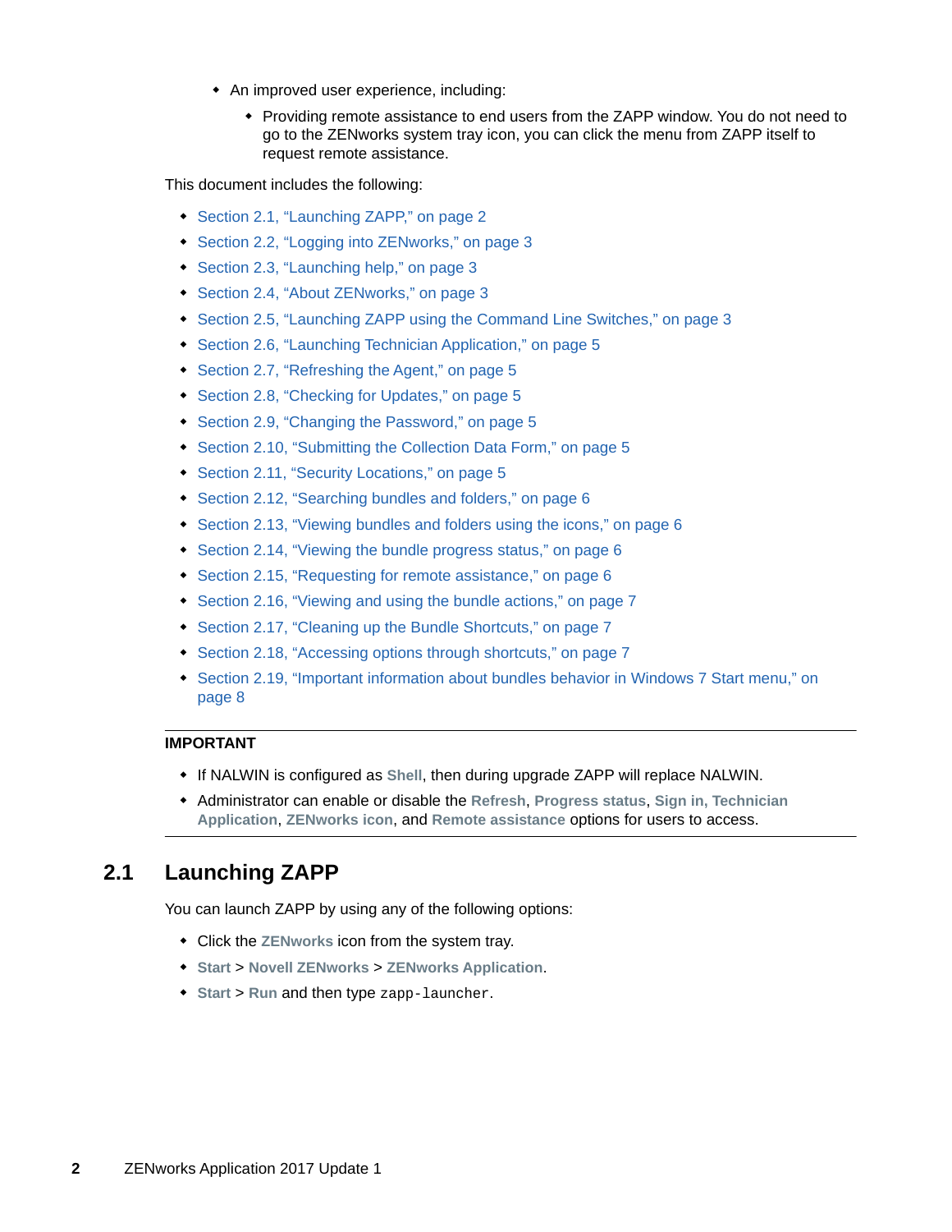- An improved user experience, including:
  - Providing remote assistance to end users from the ZAPP window. You do not need to go to the ZENworks system tray icon, you can click the menu from ZAPP itself to request remote assistance.

This document includes the following:

- Section 2.1, "Launching ZAPP," on page 2
- Section 2.2, "Logging into ZENworks," on page 3
- Section 2.3, "Launching help," on page 3
- Section 2.4, "About ZENworks," on page 3
- Section 2.5, "Launching ZAPP using the Command Line Switches," on page 3
- Section 2.6, "Launching Technician Application," on page 5
- Section 2.7, "Refreshing the Agent," on page 5
- Section 2.8, "Checking for Updates," on page 5
- Section 2.9, "Changing the Password," on page 5
- Section 2.10, "Submitting the Collection Data Form," on page 5
- Section 2.11, "Security Locations," on page 5
- Section 2.12, "Searching bundles and folders," on page 6
- Section 2.13, "Viewing bundles and folders using the icons," on page 6
- Section 2.14, "Viewing the bundle progress status," on page 6
- Section 2.15, "Requesting for remote assistance," on page 6
- Section 2.16, "Viewing and using the bundle actions," on page 7
- Section 2.17, "Cleaning up the Bundle Shortcuts," on page 7
- Section 2.18, "Accessing options through shortcuts," on page 7
- Section 2.19, "Important information about bundles behavior in Windows 7 Start menu," on page 8

---

**IMPORTANT**

- If NALWIN is configured as **Shell**, then during upgrade ZAPP will replace NALWIN.
- Administrator can enable or disable the **Refresh**, **Progress status**, **Sign in**, **Technician Application**, **ZENworks icon**, and **Remote assistance** options for users to access.

---

## 2.1 Launching ZAPP

You can launch ZAPP by using any of the following options:

- Click the **ZENworks** icon from the system tray.
- **Start** > **Novell ZENworks** > **ZENworks Application**.
- **Start** > **Run** and then type `zapp-launcher`.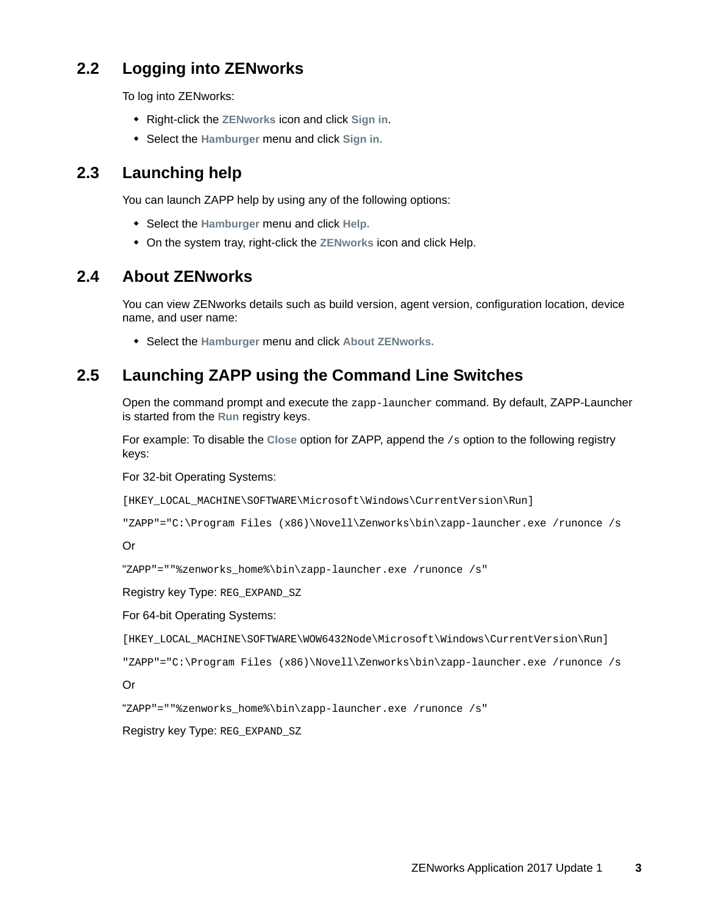## 2.2 Logging into ZENworks

To log into ZENworks:

- Right-click the **ZENworks** icon and click **Sign in**.
- Select the **Hamburger** menu and click **Sign in.**

## 2.3 Launching help

You can launch ZAPP help by using any of the following options:

- Select the **Hamburger** menu and click **Help.**
- On the system tray, right-click the **ZENworks** icon and click Help.

## 2.4 About ZENworks

You can view ZENworks details such as build version, agent version, configuration location, device name, and user name:

- Select the **Hamburger** menu and click **About ZENworks.**

## 2.5 Launching ZAPP using the Command Line Switches

Open the command prompt and execute the `zapp-launcher` command. By default, ZAPP-Launcher is started from the **Run** registry keys.

For example: To disable the **Close** option for ZAPP, append the `/s` option to the following registry keys:

For 32-bit Operating Systems:

`[HKEY_LOCAL_MACHINE\SOFTWARE\Microsoft\Windows\CurrentVersion\Run]`

`"ZAPP"="C:\Program Files (x86)\Novell\Zenworks\bin\zapp-launcher.exe /runonce /s`

Or

`“ZAPP"=""%zenworks_home%\bin\zapp-launcher.exe /runonce /s"`

Registry key Type: `REG_EXPAND_SZ`

For 64-bit Operating Systems:

`[HKEY_LOCAL_MACHINE\SOFTWARE\WOW6432Node\Microsoft\Windows\CurrentVersion\Run]`

`"ZAPP"="C:\Program Files (x86)\Novell\Zenworks\bin\zapp-launcher.exe /runonce /s`

Or

`“ZAPP"=""%zenworks_home%\bin\zapp-launcher.exe /runonce /s"`

Registry key Type: `REG_EXPAND_SZ`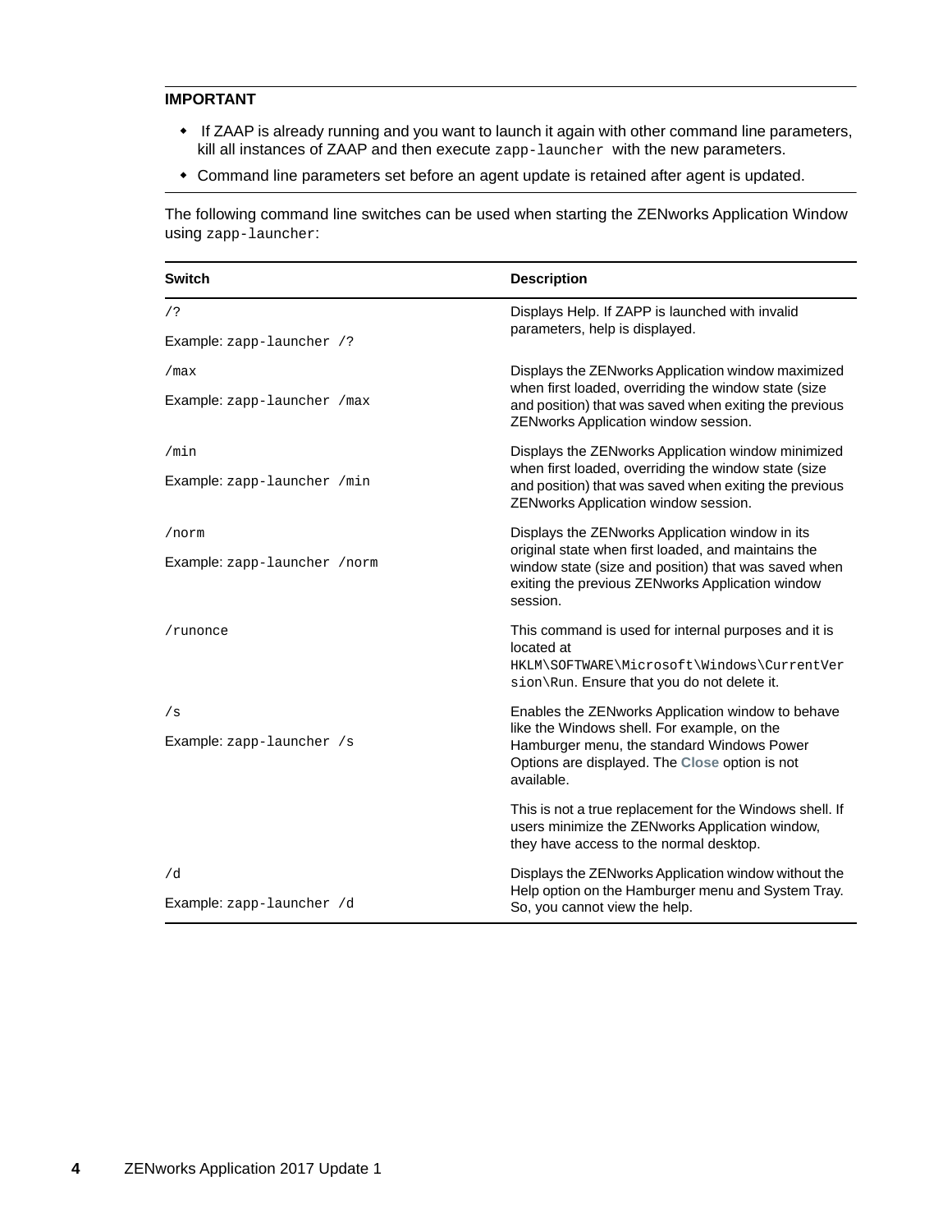**IMPORTANT**

- If ZAAP is already running and you want to launch it again with other command line parameters, kill all instances of ZAAP and then execute `zapp-launcher` with the new parameters.
- Command line parameters set before an agent update is retained after agent is updated.

The following command line switches can be used when starting the ZENworks Application Window using `zapp-launcher`:

| Switch | Description |
|---|---|
| `/?`<br><br>Example: `zapp-launcher /?` | Displays Help. If ZAPP is launched with invalid parameters, help is displayed. |
| `/max`<br><br>Example: `zapp-launcher /max` | Displays the ZENworks Application window maximized when first loaded, overriding the window state (size and position) that was saved when exiting the previous ZENworks Application window session. |
| `/min`<br><br>Example: `zapp-launcher /min` | Displays the ZENworks Application window minimized when first loaded, overriding the window state (size and position) that was saved when exiting the previous ZENworks Application window session. |
| `/norm`<br><br>Example: `zapp-launcher /norm` | Displays the ZENworks Application window in its original state when first loaded, and maintains the window state (size and position) that was saved when exiting the previous ZENworks Application window session. |
| `/runonce` | This command is used for internal purposes and it is located at `HKLM\SOFTWARE\Microsoft\Windows\CurrentVersion\Run`. Ensure that you do not delete it. |
| `/s`<br><br>Example: `zapp-launcher /s` | Enables the ZENworks Application window to behave like the Windows shell. For example, on the Hamburger menu, the standard Windows Power Options are displayed. The **Close** option is not available.<br><br>This is not a true replacement for the Windows shell. If users minimize the ZENworks Application window, they have access to the normal desktop. |
| `/d`<br><br>Example: `zapp-launcher /d` | Displays the ZENworks Application window without the Help option on the Hamburger menu and System Tray. So, you cannot view the help. |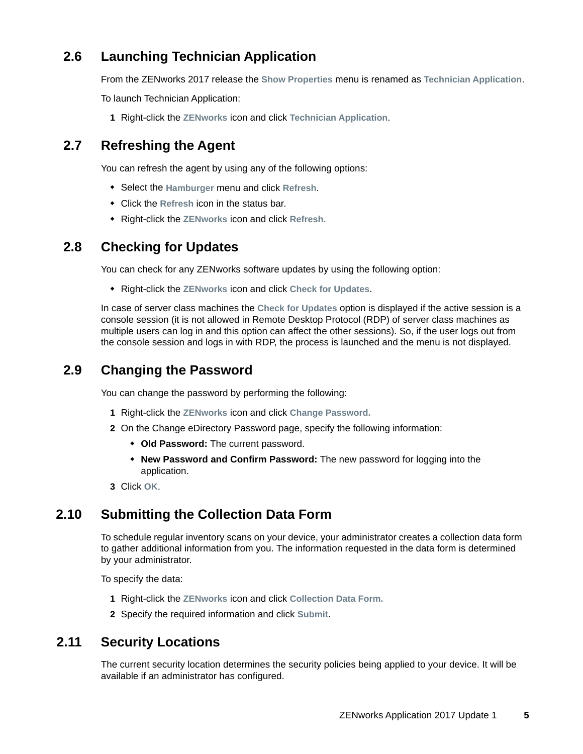## 2.6 Launching Technician Application

From the ZENworks 2017 release the **Show Properties** menu is renamed as **Technician Application**.

To launch Technician Application:

1. Right-click the **ZENworks** icon and click **Technician Application**.

## 2.7 Refreshing the Agent

You can refresh the agent by using any of the following options:

- Select the **Hamburger** menu and click **Refresh**.
- Click the **Refresh** icon in the status bar.
- Right-click the **ZENworks** icon and click **Refresh.**

## 2.8 Checking for Updates

You can check for any ZENworks software updates by using the following option:

- Right-click the **ZENworks** icon and click **Check for Updates**.

In case of server class machines the **Check for Updates** option is displayed if the active session is a console session (it is not allowed in Remote Desktop Protocol (RDP) of server class machines as multiple users can log in and this option can affect the other sessions). So, if the user logs out from the console session and logs in with RDP, the process is launched and the menu is not displayed.

## 2.9 Changing the Password

You can change the password by performing the following:

1. Right-click the **ZENworks** icon and click **Change Password.**
2. On the Change eDirectory Password page, specify the following information:
   - **Old Password:** The current password.
   - **New Password and Confirm Password:** The new password for logging into the application.
3. Click **OK**.

## 2.10 Submitting the Collection Data Form

To schedule regular inventory scans on your device, your administrator creates a collection data form to gather additional information from you. The information requested in the data form is determined by your administrator.

To specify the data:

1. Right-click the **ZENworks** icon and click **Collection Data Form.**
2. Specify the required information and click **Submit**.

## 2.11 Security Locations

The current security location determines the security policies being applied to your device. It will be available if an administrator has configured.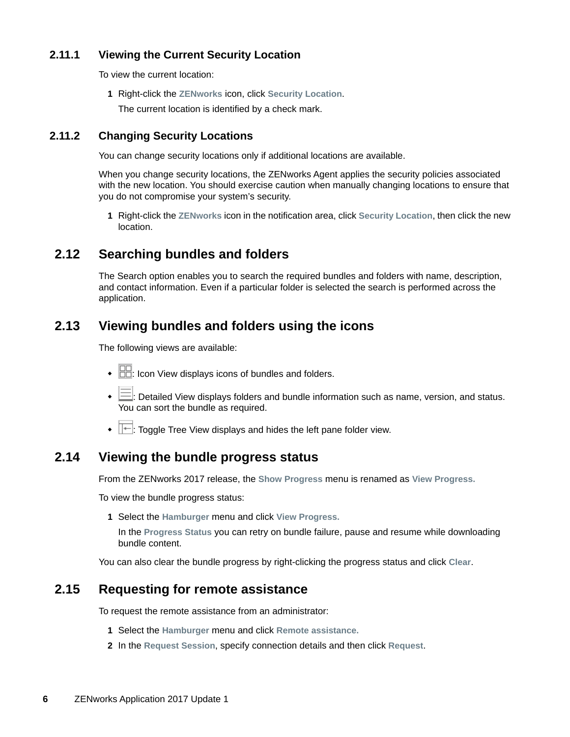### 2.11.1 Viewing the Current Security Location

To view the current location:

1 Right-click the **ZENworks** icon, click **Security Location**.

The current location is identified by a check mark.

### 2.11.2 Changing Security Locations

You can change security locations only if additional locations are available.

When you change security locations, the ZENworks Agent applies the security policies associated with the new location. You should exercise caution when manually changing locations to ensure that you do not compromise your system's security.

1 Right-click the **ZENworks** icon in the notification area, click **Security Location**, then click the new location.

## 2.12 Searching bundles and folders

The Search option enables you to search the required bundles and folders with name, description, and contact information. Even if a particular folder is selected the search is performed across the application.

## 2.13 Viewing bundles and folders using the icons

The following views are available:

- : Icon View displays icons of bundles and folders.
- : Detailed View displays folders and bundle information such as name, version, and status. You can sort the bundle as required.
- : Toggle Tree View displays and hides the left pane folder view.

## 2.14 Viewing the bundle progress status

From the ZENworks 2017 release, the **Show Progress** menu is renamed as **View Progress.**

To view the bundle progress status:

1 Select the **Hamburger** menu and click **View Progress.**

In the **Progress Status** you can retry on bundle failure, pause and resume while downloading bundle content.

You can also clear the bundle progress by right-clicking the progress status and click **Clear**.

## 2.15 Requesting for remote assistance

To request the remote assistance from an administrator:

1 Select the **Hamburger** menu and click **Remote assistance.**
2 In the **Request Session**, specify connection details and then click **Request**.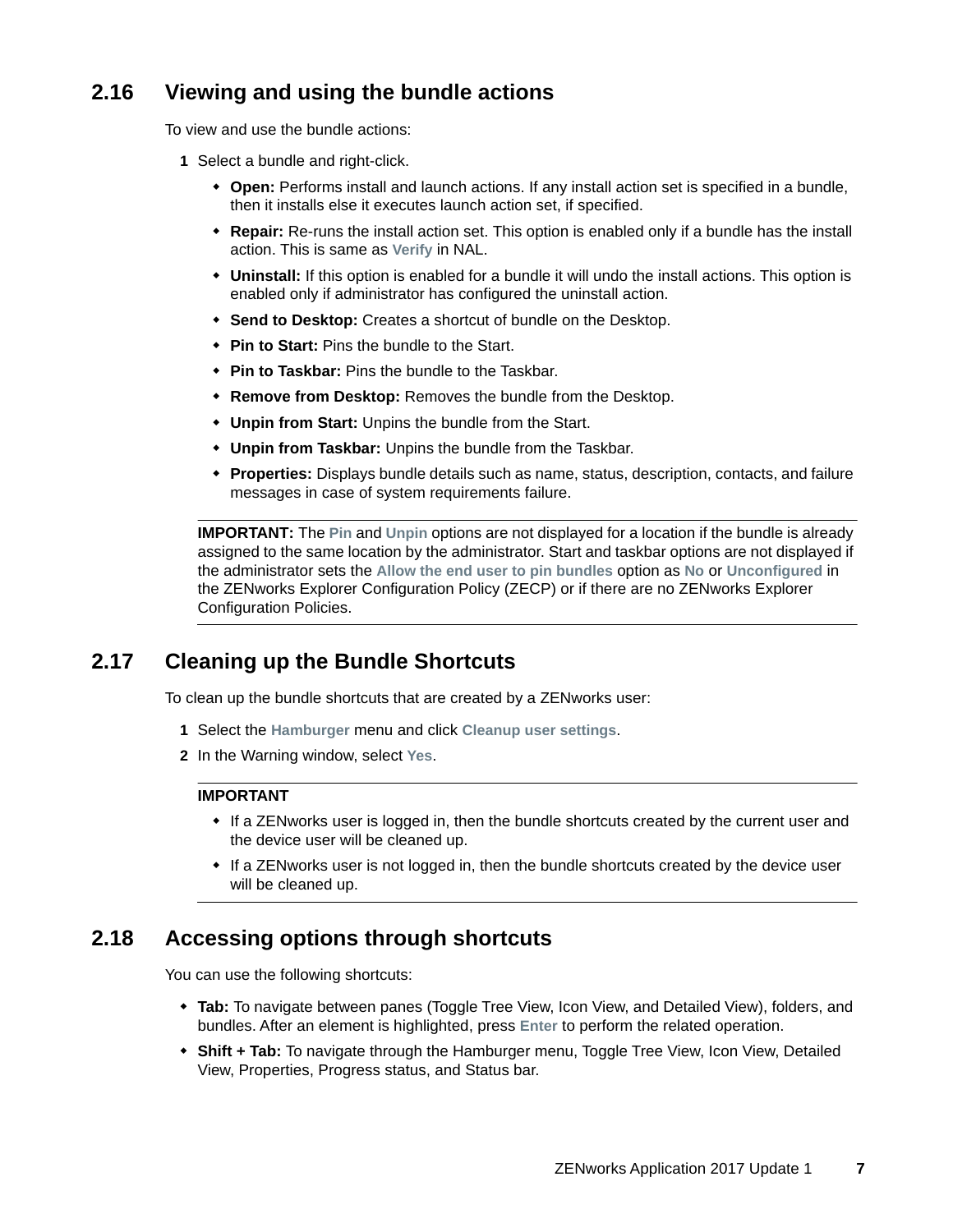## 2.16 Viewing and using the bundle actions

To view and use the bundle actions:

1. Select a bundle and right-click.
   - **Open:** Performs install and launch actions. If any install action set is specified in a bundle, then it installs else it executes launch action set, if specified.
   - **Repair:** Re-runs the install action set. This option is enabled only if a bundle has the install action. This is same as **Verify** in NAL.
   - **Uninstall:** If this option is enabled for a bundle it will undo the install actions. This option is enabled only if administrator has configured the uninstall action.
   - **Send to Desktop:** Creates a shortcut of bundle on the Desktop.
   - **Pin to Start:** Pins the bundle to the Start.
   - **Pin to Taskbar:** Pins the bundle to the Taskbar.
   - **Remove from Desktop:** Removes the bundle from the Desktop.
   - **Unpin from Start:** Unpins the bundle from the Start.
   - **Unpin from Taskbar:** Unpins the bundle from the Taskbar.
   - **Properties:** Displays bundle details such as name, status, description, contacts, and failure messages in case of system requirements failure.

**IMPORTANT:** The **Pin** and **Unpin** options are not displayed for a location if the bundle is already assigned to the same location by the administrator. Start and taskbar options are not displayed if the administrator sets the **Allow the end user to pin bundles** option as **No** or **Unconfigured** in the ZENworks Explorer Configuration Policy (ZECP) or if there are no ZENworks Explorer Configuration Policies.

## 2.17 Cleaning up the Bundle Shortcuts

To clean up the bundle shortcuts that are created by a ZENworks user:

1. Select the **Hamburger** menu and click **Cleanup user settings**.
2. In the Warning window, select **Yes**.

**IMPORTANT**

- If a ZENworks user is logged in, then the bundle shortcuts created by the current user and the device user will be cleaned up.
- If a ZENworks user is not logged in, then the bundle shortcuts created by the device user will be cleaned up.

## 2.18 Accessing options through shortcuts

You can use the following shortcuts:

- **Tab:** To navigate between panes (Toggle Tree View, Icon View, and Detailed View), folders, and bundles. After an element is highlighted, press **Enter** to perform the related operation.
- **Shift + Tab:** To navigate through the Hamburger menu, Toggle Tree View, Icon View, Detailed View, Properties, Progress status, and Status bar.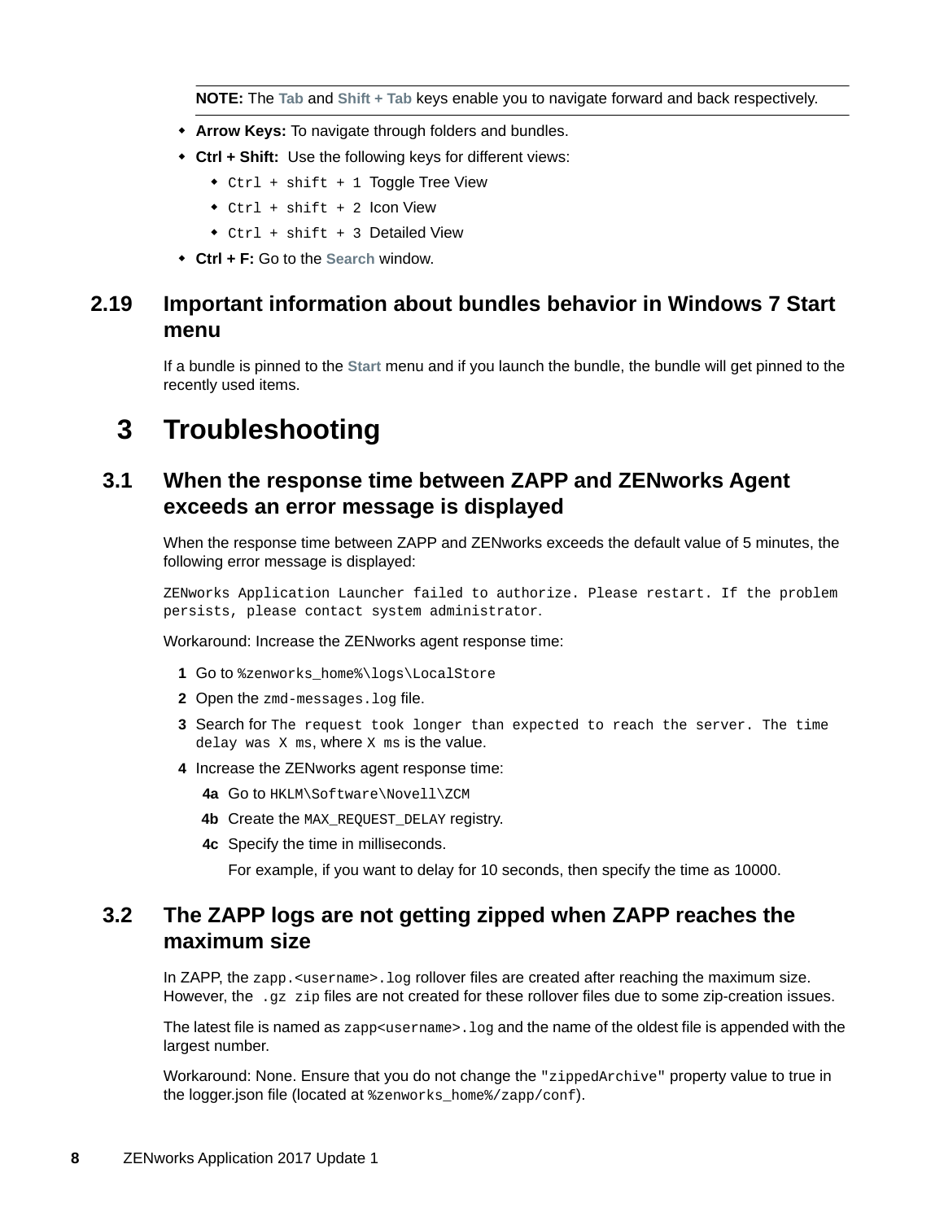**NOTE:** The **Tab** and **Shift + Tab** keys enable you to navigate forward and back respectively.

- **Arrow Keys:** To navigate through folders and bundles.
- **Ctrl + Shift:** Use the following keys for different views:
  - `Ctrl + shift + 1` Toggle Tree View
  - `Ctrl + shift + 2` Icon View
  - `Ctrl + shift + 3` Detailed View
- **Ctrl + F:** Go to the **Search** window.

## 2.19 Important information about bundles behavior in Windows 7 Start menu

If a bundle is pinned to the **Start** menu and if you launch the bundle, the bundle will get pinned to the recently used items.

# 3 Troubleshooting

## 3.1 When the response time between ZAPP and ZENworks Agent exceeds an error message is displayed

When the response time between ZAPP and ZENworks exceeds the default value of 5 minutes, the following error message is displayed:

`ZENworks Application Launcher failed to authorize. Please restart. If the problem persists, please contact system administrator.`

Workaround: Increase the ZENworks agent response time:

1. Go to `%zenworks_home%\logs\LocalStore`
2. Open the `zmd-messages.log` file.
3. Search for `The request took longer than expected to reach the server. The time delay was X ms`, where `X ms` is the value.
4. Increase the ZENworks agent response time:
   - **4a** Go to `HKLM\Software\Novell\ZCM`
   - **4b** Create the `MAX_REQUEST_DELAY` registry.
   - **4c** Specify the time in milliseconds.

     For example, if you want to delay for 10 seconds, then specify the time as 10000.

## 3.2 The ZAPP logs are not getting zipped when ZAPP reaches the maximum size

In ZAPP, the `zapp.<username>.log` rollover files are created after reaching the maximum size. However, the `.gz zip` files are not created for these rollover files due to some zip-creation issues.

The latest file is named as `zapp<username>.log` and the name of the oldest file is appended with the largest number.

Workaround: None. Ensure that you do not change the `"zippedArchive"` property value to true in the logger.json file (located at `%zenworks_home%/zapp/conf`).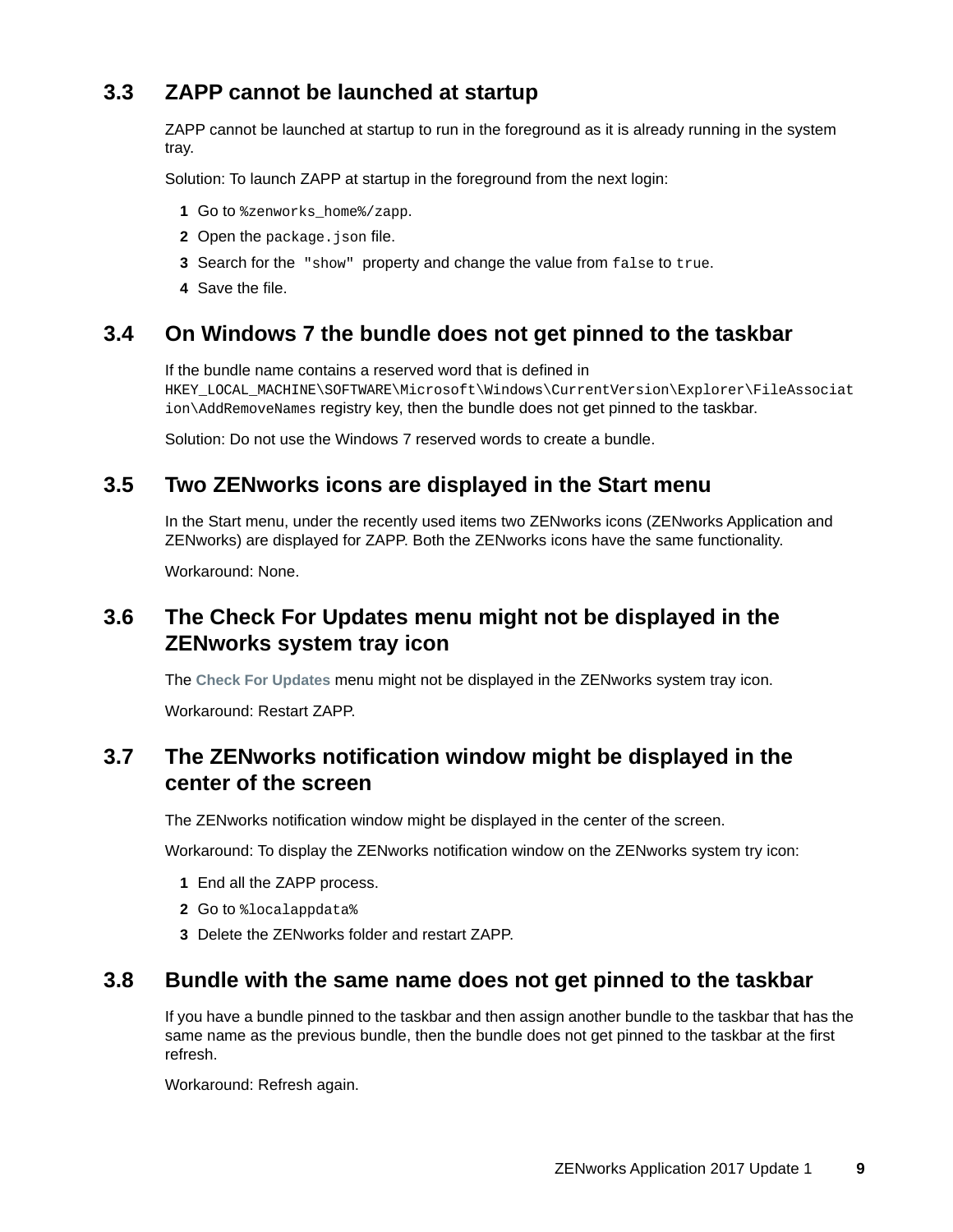## 3.3 ZAPP cannot be launched at startup

ZAPP cannot be launched at startup to run in the foreground as it is already running in the system tray.

Solution: To launch ZAPP at startup in the foreground from the next login:

1. Go to `%zenworks_home%/zapp`.
2. Open the `package.json` file.
3. Search for the `"show"` property and change the value from `false` to `true`.
4. Save the file.

## 3.4 On Windows 7 the bundle does not get pinned to the taskbar

If the bundle name contains a reserved word that is defined in `HKEY_LOCAL_MACHINE\SOFTWARE\Microsoft\Windows\CurrentVersion\Explorer\FileAssociation\AddRemoveNames` registry key, then the bundle does not get pinned to the taskbar.

Solution: Do not use the Windows 7 reserved words to create a bundle.

## 3.5 Two ZENworks icons are displayed in the Start menu

In the Start menu, under the recently used items two ZENworks icons (ZENworks Application and ZENworks) are displayed for ZAPP. Both the ZENworks icons have the same functionality.

Workaround: None.

## 3.6 The Check For Updates menu might not be displayed in the ZENworks system tray icon

The **Check For Updates** menu might not be displayed in the ZENworks system tray icon.

Workaround: Restart ZAPP.

## 3.7 The ZENworks notification window might be displayed in the center of the screen

The ZENworks notification window might be displayed in the center of the screen.

Workaround: To display the ZENworks notification window on the ZENworks system try icon:

1. End all the ZAPP process.
2. Go to `%localappdata%`
3. Delete the ZENworks folder and restart ZAPP.

## 3.8 Bundle with the same name does not get pinned to the taskbar

If you have a bundle pinned to the taskbar and then assign another bundle to the taskbar that has the same name as the previous bundle, then the bundle does not get pinned to the taskbar at the first refresh.

Workaround: Refresh again.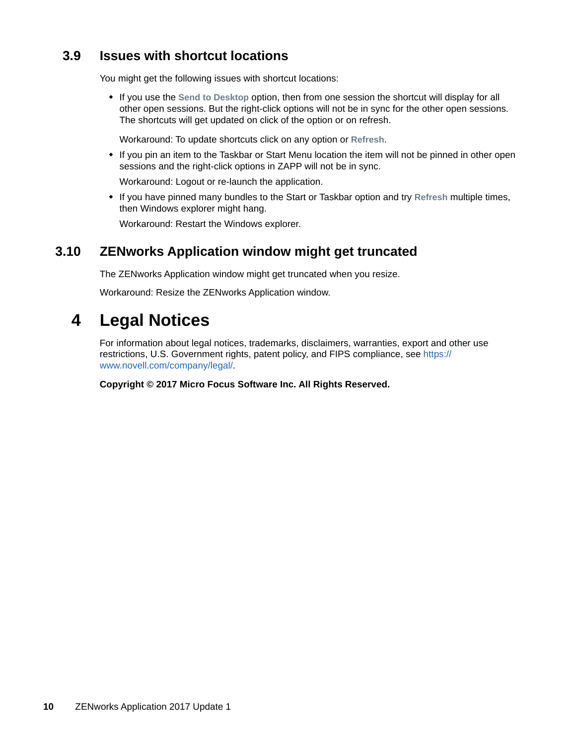### 3.9 Issues with shortcut locations

You might get the following issues with shortcut locations:

- If you use the **Send to Desktop** option, then from one session the shortcut will display for all other open sessions. But the right-click options will not be in sync for the other open sessions. The shortcuts will get updated on click of the option or on refresh.

  Workaround: To update shortcuts click on any option or **Refresh**.

- If you pin an item to the Taskbar or Start Menu location the item will not be pinned in other open sessions and the right-click options in ZAPP will not be in sync.

  Workaround: Logout or re-launch the application.

- If you have pinned many bundles to the Start or Taskbar option and try **Refresh** multiple times, then Windows explorer might hang.

  Workaround: Restart the Windows explorer.

### 3.10 ZENworks Application window might get truncated

The ZENworks Application window might get truncated when you resize.

Workaround: Resize the ZENworks Application window.

## 4 Legal Notices

For information about legal notices, trademarks, disclaimers, warranties, export and other use restrictions, U.S. Government rights, patent policy, and FIPS compliance, see https://www.novell.com/company/legal/.

**Copyright © 2017 Micro Focus Software Inc. All Rights Reserved.**